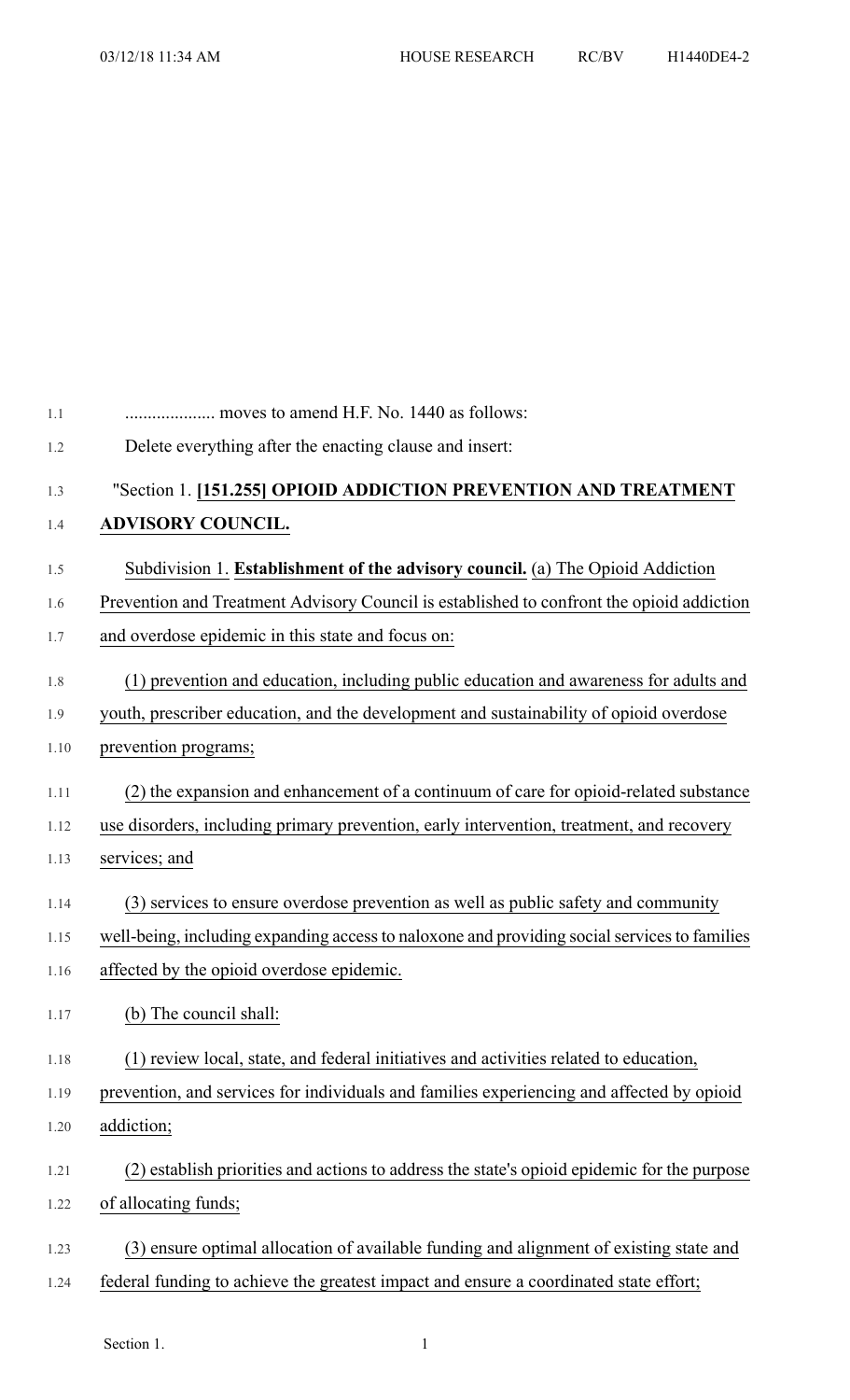.................... moves to amend H.F. No. 1440 as follows:

Delete everything after the enacting clause and insert:

"Section 1. **[151.255] OPIOID ADDICTION PREVENTION AND TREATMENT ADVISORY COUNCIL.**

Subdivision 1. **Establishment of the advisory council.** (a) The Opioid Addiction Prevention and Treatment Advisory Council is established to confront the opioid addiction and overdose epidemic in this state and focus on:

(1) prevention and education, including public education and awareness for adults and youth, prescriber education, and the development and sustainability of opioid overdose prevention programs;

(2) the expansion and enhancement of a continuum of care for opioid-related substance use disorders, including primary prevention, early intervention, treatment, and recovery services; and

(3) services to ensure overdose prevention as well as public safety and community well-being, including expanding access to naloxone and providing social services to families affected by the opioid overdose epidemic.

(b) The council shall:

(1) review local, state, and federal initiatives and activities related to education, prevention, and services for individuals and families experiencing and affected by opioid addiction;

(2) establish priorities and actions to address the state's opioid epidemic for the purpose of allocating funds;

(3) ensure optimal allocation of available funding and alignment of existing state and federal funding to achieve the greatest impact and ensure a coordinated state effort;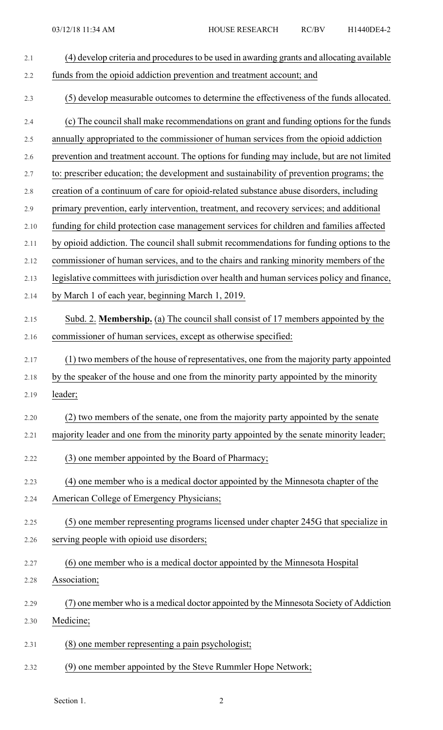(4) develop criteria and procedures to be used in awarding grants and allocating available funds from the opioid addiction prevention and treatment account; and

(5) develop measurable outcomes to determine the effectiveness of the funds allocated.

(c) The council shall make recommendations on grant and funding options for the funds annually appropriated to the commissioner of human services from the opioid addiction prevention and treatment account. The options for funding may include, but are not limited to: prescriber education; the development and sustainability of prevention programs; the creation of a continuum of care for opioid-related substance abuse disorders, including primary prevention, early intervention, treatment, and recovery services; and additional funding for child protection case management services for children and families affected by opioid addiction. The council shall submit recommendations for funding options to the commissioner of human services, and to the chairs and ranking minority members of the legislative committees with jurisdiction over health and human services policy and finance, by March 1 of each year, beginning March 1, 2019.

Subd. 2. **Membership.** (a) The council shall consist of 17 members appointed by the commissioner of human services, except as otherwise specified:

(1) two members of the house of representatives, one from the majority party appointed by the speaker of the house and one from the minority party appointed by the minority leader;

(2) two members of the senate, one from the majority party appointed by the senate majority leader and one from the minority party appointed by the senate minority leader;

(3) one member appointed by the Board of Pharmacy;

(4) one member who is a medical doctor appointed by the Minnesota chapter of the American College of Emergency Physicians;

(5) one member representing programs licensed under chapter 245G that specialize in serving people with opioid use disorders;

(6) one member who is a medical doctor appointed by the Minnesota Hospital Association;

(7) one member who is a medical doctor appointed by the Minnesota Society of Addiction Medicine;

(8) one member representing a pain psychologist;

(9) one member appointed by the Steve Rummler Hope Network;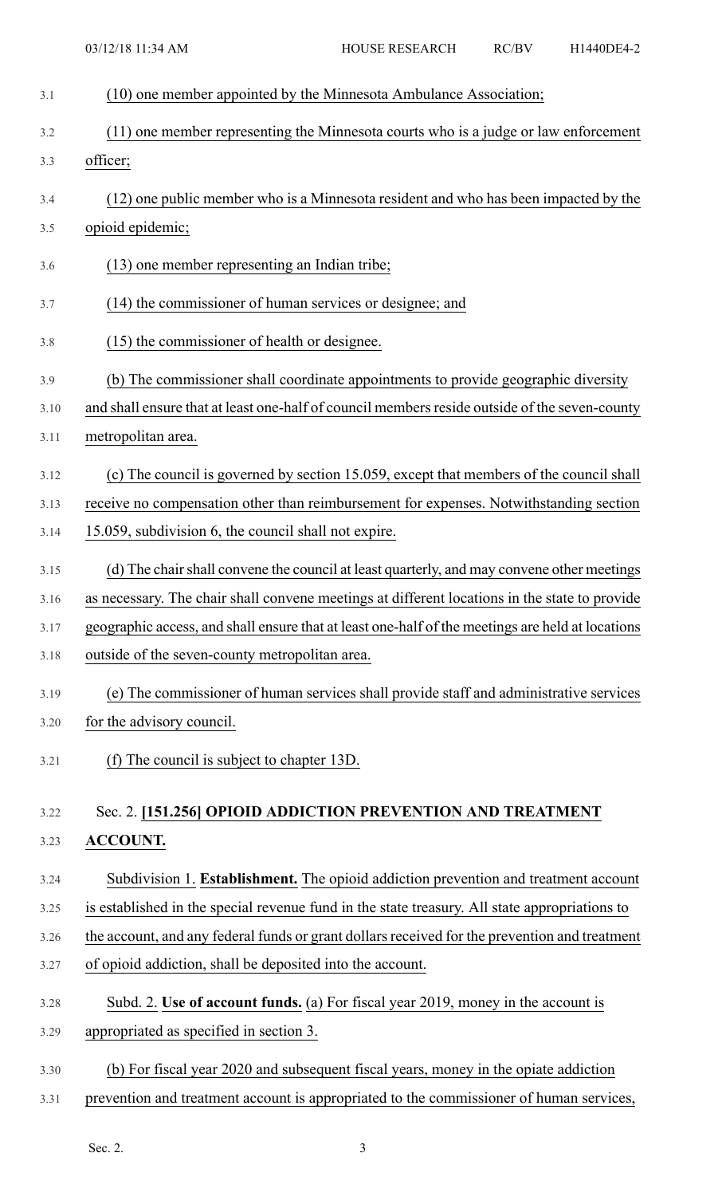(10) one member appointed by the Minnesota Ambulance Association;

(11) one member representing the Minnesota courts who is a judge or law enforcement officer;

(12) one public member who is a Minnesota resident and who has been impacted by the opioid epidemic;

(13) one member representing an Indian tribe;

(14) the commissioner of human services or designee; and

(15) the commissioner of health or designee.

(b) The commissioner shall coordinate appointments to provide geographic diversity and shall ensure that at least one-half of council members reside outside of the seven-county metropolitan area.

(c) The council is governed by section 15.059, except that members of the council shall receive no compensation other than reimbursement for expenses. Notwithstanding section 15.059, subdivision 6, the council shall not expire.

(d) The chair shall convene the council at least quarterly, and may convene other meetings as necessary. The chair shall convene meetings at different locations in the state to provide geographic access, and shall ensure that at least one-half of the meetings are held at locations outside of the seven-county metropolitan area.

(e) The commissioner of human services shall provide staff and administrative services for the advisory council.

(f) The council is subject to chapter 13D.

Sec. 2. **[151.256] OPIOID ADDICTION PREVENTION AND TREATMENT ACCOUNT.**

Subdivision 1. **Establishment.** The opioid addiction prevention and treatment account is established in the special revenue fund in the state treasury. All state appropriations to the account, and any federal funds or grant dollars received for the prevention and treatment of opioid addiction, shall be deposited into the account.

Subd. 2. **Use of account funds.** (a) For fiscal year 2019, money in the account is appropriated as specified in section 3.

(b) For fiscal year 2020 and subsequent fiscal years, money in the opiate addiction prevention and treatment account is appropriated to the commissioner of human services,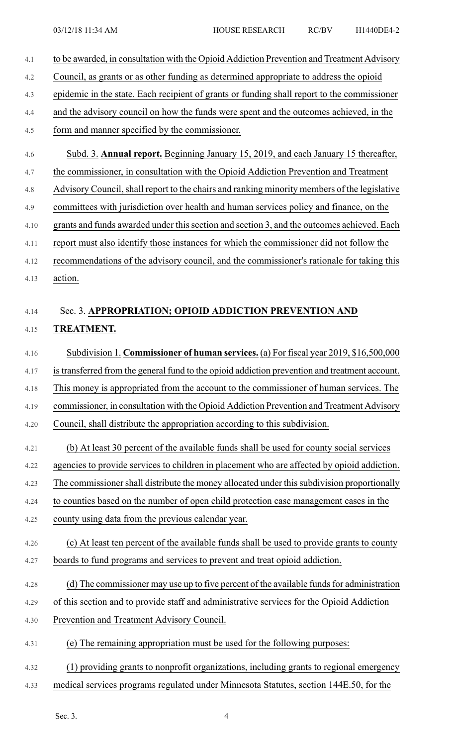to be awarded, in consultation with the Opioid Addiction Prevention and Treatment Advisory Council, as grants or as other funding as determined appropriate to address the opioid epidemic in the state. Each recipient of grants or funding shall report to the commissioner and the advisory council on how the funds were spent and the outcomes achieved, in the form and manner specified by the commissioner.

Subd. 3. **Annual report.** Beginning January 15, 2019, and each January 15 thereafter, the commissioner, in consultation with the Opioid Addiction Prevention and Treatment Advisory Council, shall report to the chairs and ranking minority members of the legislative committees with jurisdiction over health and human services policy and finance, on the grants and funds awarded under this section and section 3, and the outcomes achieved. Each report must also identify those instances for which the commissioner did not follow the recommendations of the advisory council, and the commissioner's rationale for taking this action.

Sec. 3. **APPROPRIATION; OPIOID ADDICTION PREVENTION AND TREATMENT.**

Subdivision 1. **Commissioner of human services.** (a) For fiscal year 2019, $16,500,000 is transferred from the general fund to the opioid addiction prevention and treatment account. This money is appropriated from the account to the commissioner of human services. The commissioner, in consultation with the Opioid Addiction Prevention and Treatment Advisory Council, shall distribute the appropriation according to this subdivision.

(b) At least 30 percent of the available funds shall be used for county social services agencies to provide services to children in placement who are affected by opioid addiction. The commissioner shall distribute the money allocated under this subdivision proportionally to counties based on the number of open child protection case management cases in the county using data from the previous calendar year.

(c) At least ten percent of the available funds shall be used to provide grants to county boards to fund programs and services to prevent and treat opioid addiction.

(d) The commissioner may use up to five percent of the available funds for administration of this section and to provide staff and administrative services for the Opioid Addiction Prevention and Treatment Advisory Council.

(e) The remaining appropriation must be used for the following purposes:

(1) providing grants to nonprofit organizations, including grants to regional emergency medical services programs regulated under Minnesota Statutes, section 144E.50, for the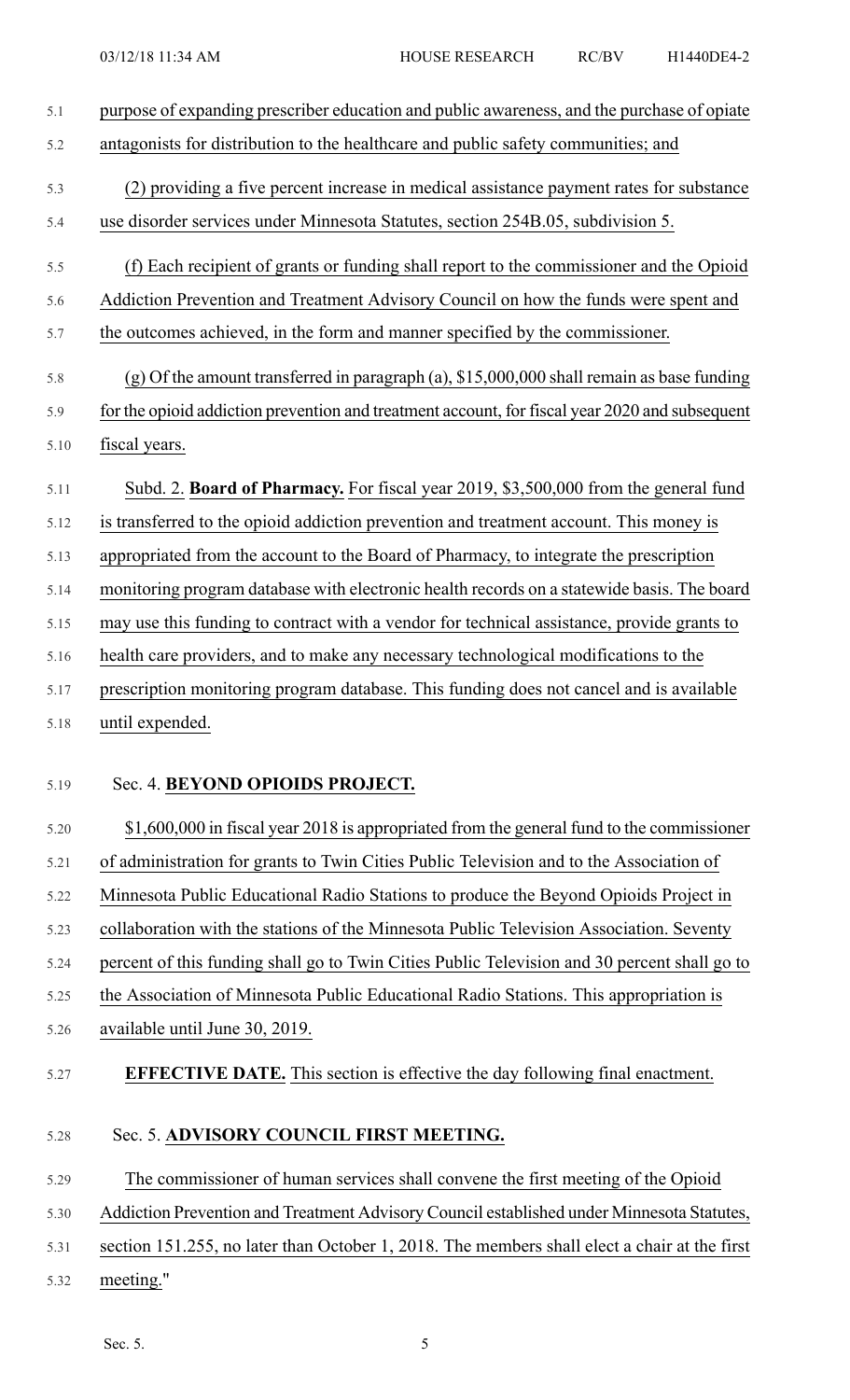purpose of expanding prescriber education and public awareness, and the purchase of opiate antagonists for distribution to the healthcare and public safety communities; and

(2) providing a five percent increase in medical assistance payment rates for substance use disorder services under Minnesota Statutes, section 254B.05, subdivision 5.

(f) Each recipient of grants or funding shall report to the commissioner and the Opioid Addiction Prevention and Treatment Advisory Council on how the funds were spent and the outcomes achieved, in the form and manner specified by the commissioner.

(g) Of the amount transferred in paragraph (a), $15,000,000 shall remain as base funding for the opioid addiction prevention and treatment account, for fiscal year 2020 and subsequent fiscal years.

Subd. 2. **Board of Pharmacy.** For fiscal year 2019, $3,500,000 from the general fund is transferred to the opioid addiction prevention and treatment account. This money is appropriated from the account to the Board of Pharmacy, to integrate the prescription monitoring program database with electronic health records on a statewide basis. The board may use this funding to contract with a vendor for technical assistance, provide grants to health care providers, and to make any necessary technological modifications to the prescription monitoring program database. This funding does not cancel and is available until expended.

Sec. 4. **BEYOND OPIOIDS PROJECT.**

$1,600,000 in fiscal year 2018 is appropriated from the general fund to the commissioner of administration for grants to Twin Cities Public Television and to the Association of Minnesota Public Educational Radio Stations to produce the Beyond Opioids Project in collaboration with the stations of the Minnesota Public Television Association. Seventy percent of this funding shall go to Twin Cities Public Television and 30 percent shall go to the Association of Minnesota Public Educational Radio Stations. This appropriation is available until June 30, 2019.

**EFFECTIVE DATE.** This section is effective the day following final enactment.

Sec. 5. **ADVISORY COUNCIL FIRST MEETING.**

The commissioner of human services shall convene the first meeting of the Opioid Addiction Prevention and Treatment Advisory Council established under Minnesota Statutes, section 151.255, no later than October 1, 2018. The members shall elect a chair at the first meeting."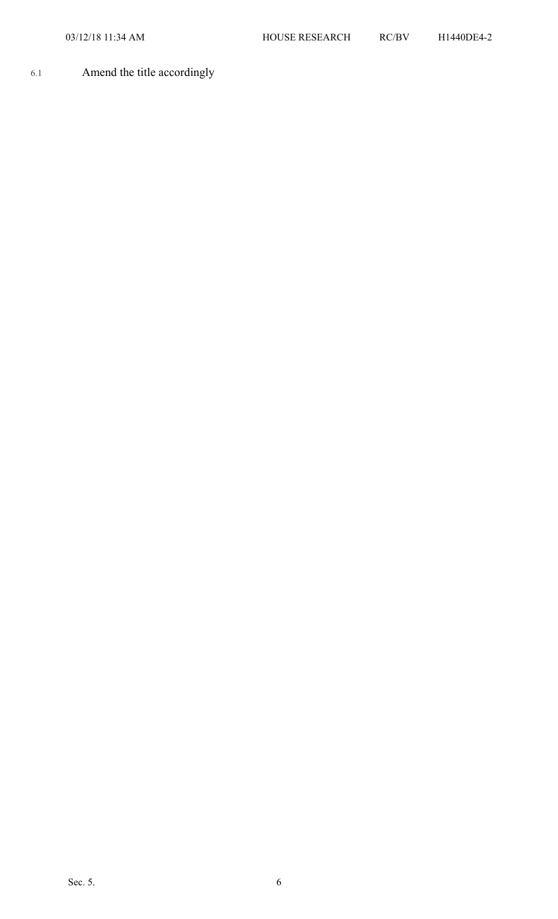Amend the title accordingly